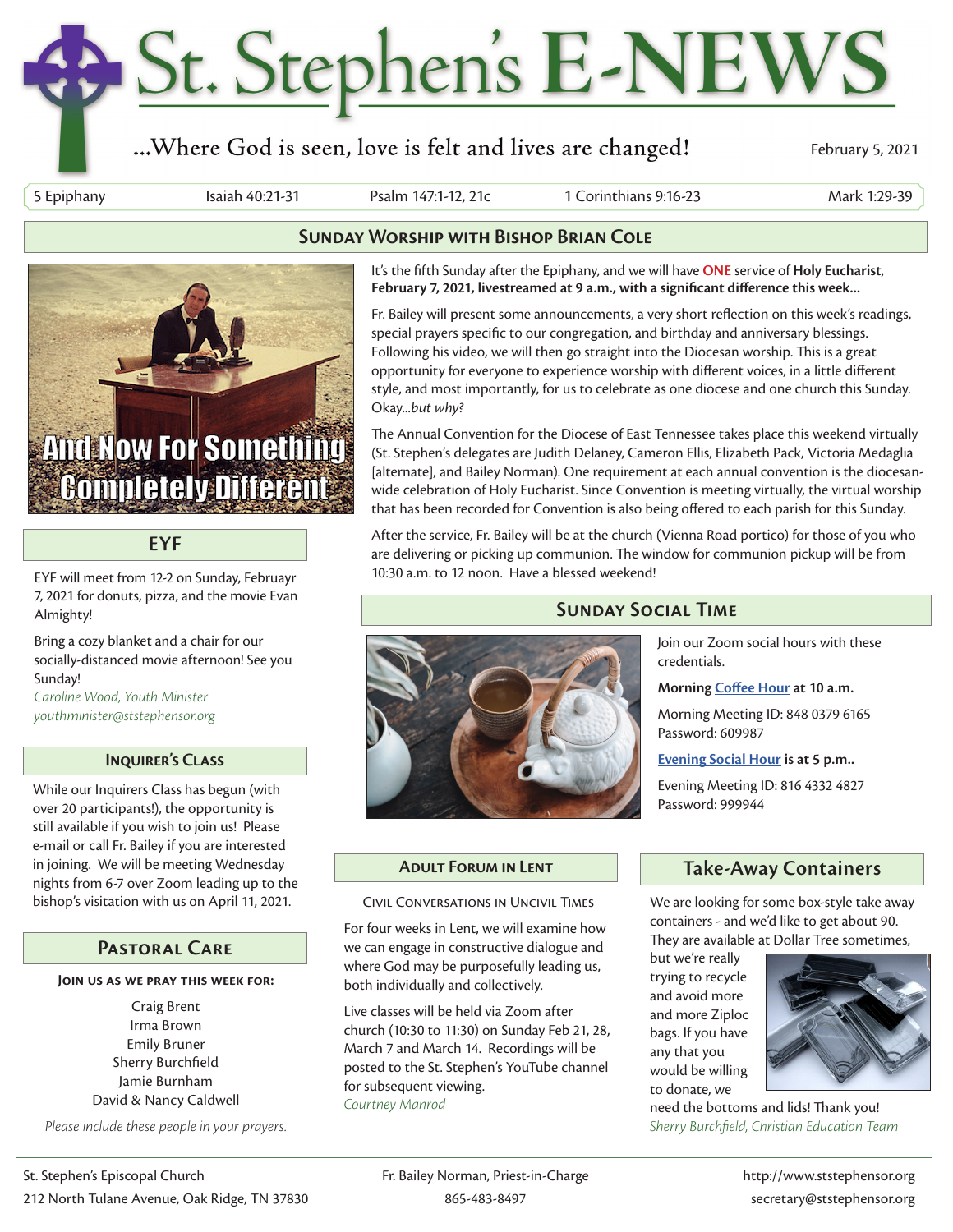# St. Stephen's E-NEWS

...Where God is seen, love is felt and lives are changed!

February 5, 2021

| 5 Epiphany | Isaiah 40:21-31 | Psalm 147:1-12, 21c | 1 Corinthians 9:16-23 | Mark 1:29-39 |
|---|---|---|---|---|

## Sunday Worship with Bishop Brian Cole

And Now For Something Completely Different

It's the fifth Sunday after the Epiphany, and we will have **ONE** service of **Holy Eucharist**, **February 7, 2021, livestreamed at 9 a.m., with a significant difference this week...**

Fr. Bailey will present some announcements, a very short reflection on this week's readings, special prayers specific to our congregation, and birthday and anniversary blessings. Following his video, we will then go straight into the Diocesan worship. This is a great opportunity for everyone to experience worship with different voices, in a little different style, and most importantly, for us to celebrate as one diocese and one church this Sunday. Okay...*but why?*

The Annual Convention for the Diocese of East Tennessee takes place this weekend virtually (St. Stephen's delegates are Judith Delaney, Cameron Ellis, Elizabeth Pack, Victoria Medaglia [alternate], and Bailey Norman). One requirement at each annual convention is the diocesan-wide celebration of Holy Eucharist. Since Convention is meeting virtually, the virtual worship that has been recorded for Convention is also being offered to each parish for this Sunday.

After the service, Fr. Bailey will be at the church (Vienna Road portico) for those of you who are delivering or picking up communion. The window for communion pickup will be from 10:30 a.m. to 12 noon. Have a blessed weekend!

## EYF

EYF will meet from 12-2 on Sunday, Februayr 7, 2021 for donuts, pizza, and the movie Evan Almighty!

Bring a cozy blanket and a chair for our socially-distanced movie afternoon! See you Sunday!

*Caroline Wood, Youth Minister*
*youthminister@ststephensor.org*

## Inquirer's Class

While our Inquirers Class has begun (with over 20 participants!), the opportunity is still available if you wish to join us! Please e-mail or call Fr. Bailey if you are interested in joining. We will be meeting Wednesday nights from 6-7 over Zoom leading up to the bishop's visitation with us on April 11, 2021.

## Pastoral Care

**Join us as we pray this week for:**

Craig Brent
Irma Brown
Emily Bruner
Sherry Burchfield
Jamie Burnham
David & Nancy Caldwell

*Please include these people in your prayers.*

## Sunday Social Time

Join our Zoom social hours with these credentials.

**Morning Coffee Hour at 10 a.m.**

Morning Meeting ID: 848 0379 6165
Password: 609987

**Evening Social Hour is at 5 p.m..**

Evening Meeting ID: 816 4332 4827
Password: 999944

## Adult Forum in Lent

Civil Conversations in Uncivil Times

For four weeks in Lent, we will examine how we can engage in constructive dialogue and where God may be purposefully leading us, both individually and collectively.

Live classes will be held via Zoom after church (10:30 to 11:30) on Sunday Feb 21, 28, March 7 and March 14. Recordings will be posted to the St. Stephen's YouTube channel for subsequent viewing.

*Courtney Manrod*

## Take-Away Containers

We are looking for some box-style take away containers - and we'd like to get about 90. They are available at Dollar Tree sometimes, but we're really trying to recycle and avoid more and more Ziploc bags. If you have any that you would be willing to donate, we need the bottoms and lids! Thank you!

*Sherry Burchfield, Christian Education Team*

St. Stephen's Episcopal Church
212 North Tulane Avenue, Oak Ridge, TN 37830

Fr. Bailey Norman, Priest-in-Charge
865-483-8497

http://www.ststephensor.org
secretary@ststephensor.org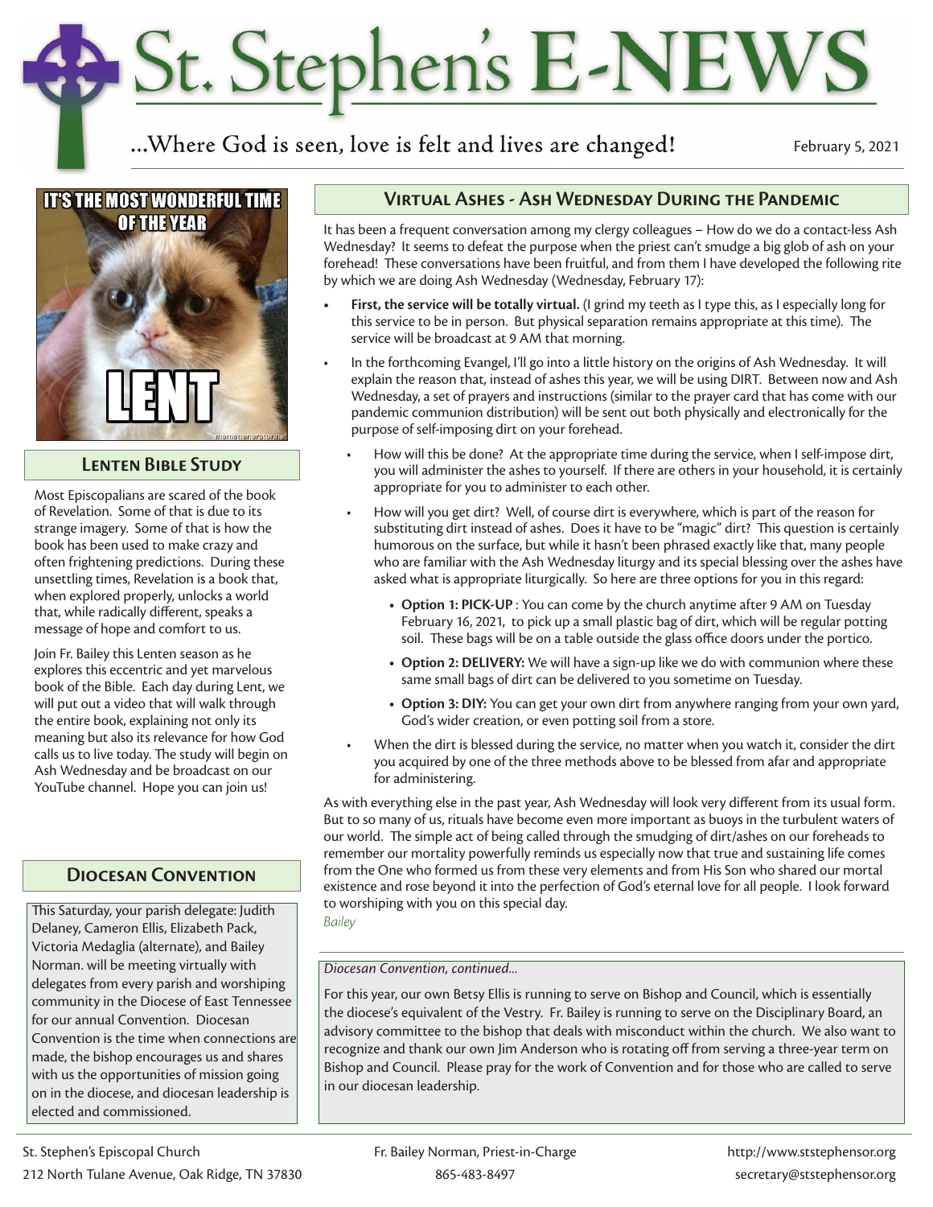# St. Stephen's E-NEWS

...Where God is seen, love is felt and lives are changed!

February 5, 2021

IT'S THE MOST WONDERFUL TIME OF THE YEAR

LENT

## Lenten Bible Study

Most Episcopalians are scared of the book of Revelation. Some of that is due to its strange imagery. Some of that is how the book has been used to make crazy and often frightening predictions. During these unsettling times, Revelation is a book that, when explored properly, unlocks a world that, while radically different, speaks a message of hope and comfort to us.

Join Fr. Bailey this Lenten season as he explores this eccentric and yet marvelous book of the Bible. Each day during Lent, we will put out a video that will walk through the entire book, explaining not only its meaning but also its relevance for how God calls us to live today. The study will begin on Ash Wednesday and be broadcast on our YouTube channel. Hope you can join us!

## Diocesan Convention

This Saturday, your parish delegate: Judith Delaney, Cameron Ellis, Elizabeth Pack, Victoria Medaglia (alternate), and Bailey Norman. will be meeting virtually with delegates from every parish and worshiping community in the Diocese of East Tennessee for our annual Convention. Diocesan Convention is the time when connections are made, the bishop encourages us and shares with us the opportunities of mission going on in the diocese, and diocesan leadership is elected and commissioned.

*Diocesan Convention, continued...*

For this year, our own Betsy Ellis is running to serve on Bishop and Council, which is essentially the diocese's equivalent of the Vestry. Fr. Bailey is running to serve on the Disciplinary Board, an advisory committee to the bishop that deals with misconduct within the church. We also want to recognize and thank our own Jim Anderson who is rotating off from serving a three-year term on Bishop and Council. Please pray for the work of Convention and for those who are called to serve in our diocesan leadership.

## Virtual Ashes - Ash Wednesday During the Pandemic

It has been a frequent conversation among my clergy colleagues – How do we do a contact-less Ash Wednesday? It seems to defeat the purpose when the priest can't smudge a big glob of ash on your forehead! These conversations have been fruitful, and from them I have developed the following rite by which we are doing Ash Wednesday (Wednesday, February 17):

- **First, the service will be totally virtual.** (I grind my teeth as I type this, as I especially long for this service to be in person. But physical separation remains appropriate at this time). The service will be broadcast at 9 AM that morning.
- In the forthcoming Evangel, I'll go into a little history on the origins of Ash Wednesday. It will explain the reason that, instead of ashes this year, we will be using DIRT. Between now and Ash Wednesday, a set of prayers and instructions (similar to the prayer card that has come with our pandemic communion distribution) will be sent out both physically and electronically for the purpose of self-imposing dirt on your forehead.
  - How will this be done? At the appropriate time during the service, when I self-impose dirt, you will administer the ashes to yourself. If there are others in your household, it is certainly appropriate for you to administer to each other.
  - How will you get dirt? Well, of course dirt is everywhere, which is part of the reason for substituting dirt instead of ashes. Does it have to be "magic" dirt? This question is certainly humorous on the surface, but while it hasn't been phrased exactly like that, many people who are familiar with the Ash Wednesday liturgy and its special blessing over the ashes have asked what is appropriate liturgically. So here are three options for you in this regard:
    - **Option 1: PICK-UP** : You can come by the church anytime after 9 AM on Tuesday February 16, 2021, to pick up a small plastic bag of dirt, which will be regular potting soil. These bags will be on a table outside the glass office doors under the portico.
    - **Option 2: DELIVERY:** We will have a sign-up like we do with communion where these same small bags of dirt can be delivered to you sometime on Tuesday.
    - **Option 3: DIY:** You can get your own dirt from anywhere ranging from your own yard, God's wider creation, or even potting soil from a store.
  - When the dirt is blessed during the service, no matter when you watch it, consider the dirt you acquired by one of the three methods above to be blessed from afar and appropriate for administering.

As with everything else in the past year, Ash Wednesday will look very different from its usual form. But to so many of us, rituals have become even more important as buoys in the turbulent waters of our world. The simple act of being called through the smudging of dirt/ashes on our foreheads to remember our mortality powerfully reminds us especially now that true and sustaining life comes from the One who formed us from these very elements and from His Son who shared our mortal existence and rose beyond it into the perfection of God's eternal love for all people. I look forward to worshiping with you on this special day.

*Bailey*

St. Stephen's Episcopal Church
212 North Tulane Avenue, Oak Ridge, TN 37830

Fr. Bailey Norman, Priest-in-Charge
865-483-8497

http://www.ststephensor.org
secretary@ststephensor.org